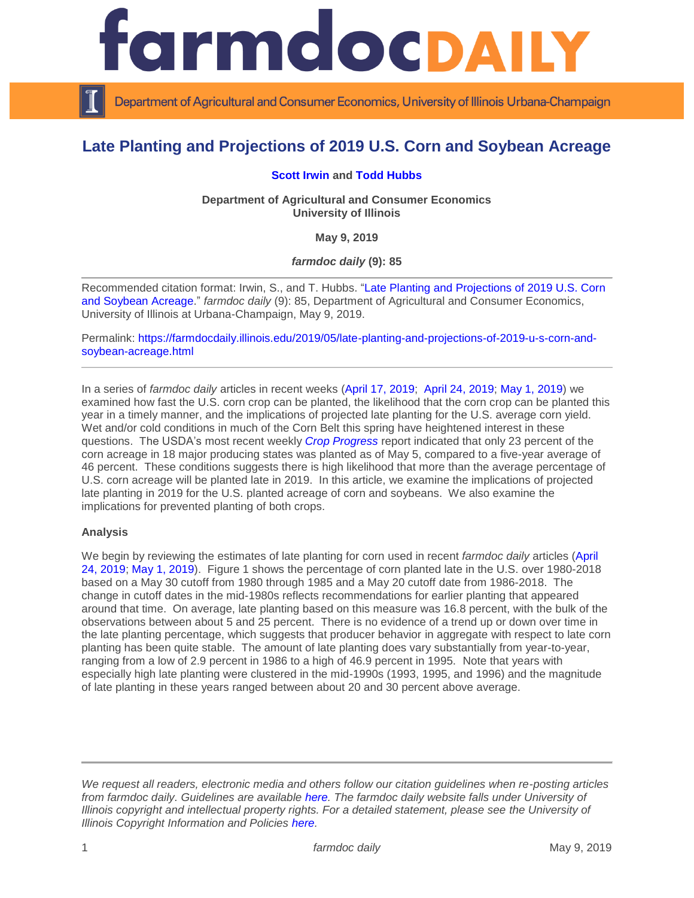# farmdoc DAILY

Department of Agricultural and Consumer Economics, University of Illinois Urbana-Champaign

## Late Planting and Projections of 2019 U.S. Corn and Soybean Acreage

**Scott Irwin and Todd Hubbs**

**Department of Agricultural and Consumer Economics**
**University of Illinois**

**May 9, 2019**

***farmdoc daily* (9): 85**

---

Recommended citation format: Irwin, S., and T. Hubbs. "Late Planting and Projections of 2019 U.S. Corn and Soybean Acreage." *farmdoc daily* (9): 85, Department of Agricultural and Consumer Economics, University of Illinois at Urbana-Champaign, May 9, 2019.

Permalink: https://farmdocdaily.illinois.edu/2019/05/late-planting-and-projections-of-2019-u-s-corn-and-soybean-acreage.html

---

In a series of *farmdoc daily* articles in recent weeks (April 17, 2019; April 24, 2019; May 1, 2019) we examined how fast the U.S. corn crop can be planted, the likelihood that the corn crop can be planted this year in a timely manner, and the implications of projected late planting for the U.S. average corn yield. Wet and/or cold conditions in much of the Corn Belt this spring have heightened interest in these questions. The USDA's most recent weekly *Crop Progress* report indicated that only 23 percent of the corn acreage in 18 major producing states was planted as of May 5, compared to a five-year average of 46 percent. These conditions suggests there is high likelihood that more than the average percentage of U.S. corn acreage will be planted late in 2019. In this article, we examine the implications of projected late planting in 2019 for the U.S. planted acreage of corn and soybeans. We also examine the implications for prevented planting of both crops.

**Analysis**

We begin by reviewing the estimates of late planting for corn used in recent *farmdoc daily* articles (April 24, 2019; May 1, 2019). Figure 1 shows the percentage of corn planted late in the U.S. over 1980-2018 based on a May 30 cutoff from 1980 through 1985 and a May 20 cutoff date from 1986-2018. The change in cutoff dates in the mid-1980s reflects recommendations for earlier planting that appeared around that time. On average, late planting based on this measure was 16.8 percent, with the bulk of the observations between about 5 and 25 percent. There is no evidence of a trend up or down over time in the late planting percentage, which suggests that producer behavior in aggregate with respect to late corn planting has been quite stable. The amount of late planting does vary substantially from year-to-year, ranging from a low of 2.9 percent in 1986 to a high of 46.9 percent in 1995. Note that years with especially high late planting were clustered in the mid-1990s (1993, 1995, and 1996) and the magnitude of late planting in these years ranged between about 20 and 30 percent above average.

---

*We request all readers, electronic media and others follow our citation guidelines when re-posting articles from farmdoc daily. Guidelines are available here. The farmdoc daily website falls under University of Illinois copyright and intellectual property rights. For a detailed statement, please see the University of Illinois Copyright Information and Policies here.*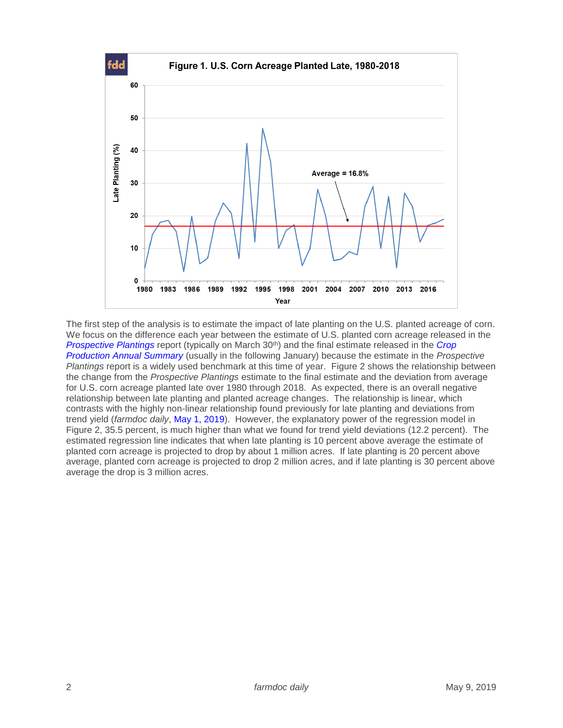**Figure 1. U.S. Corn Acreage Planted Late, 1980-2018**

The first step of the analysis is to estimate the impact of late planting on the U.S. planted acreage of corn. We focus on the difference each year between the estimate of U.S. planted corn acreage released in the *Prospective Plantings* report (typically on March 30th) and the final estimate released in the *Crop Production Annual Summary* (usually in the following January) because the estimate in the *Prospective Plantings* report is a widely used benchmark at this time of year. Figure 2 shows the relationship between the change from the *Prospective Plantings* estimate to the final estimate and the deviation from average for U.S. corn acreage planted late over 1980 through 2018. As expected, there is an overall negative relationship between late planting and planted acreage changes. The relationship is linear, which contrasts with the highly non-linear relationship found previously for late planting and deviations from trend yield (*farmdoc daily*, May 1, 2019). However, the explanatory power of the regression model in Figure 2, 35.5 percent, is much higher than what we found for trend yield deviations (12.2 percent). The estimated regression line indicates that when late planting is 10 percent above average the estimate of planted corn acreage is projected to drop by about 1 million acres. If late planting is 20 percent above average, planted corn acreage is projected to drop 2 million acres, and if late planting is 30 percent above average the drop is 3 million acres.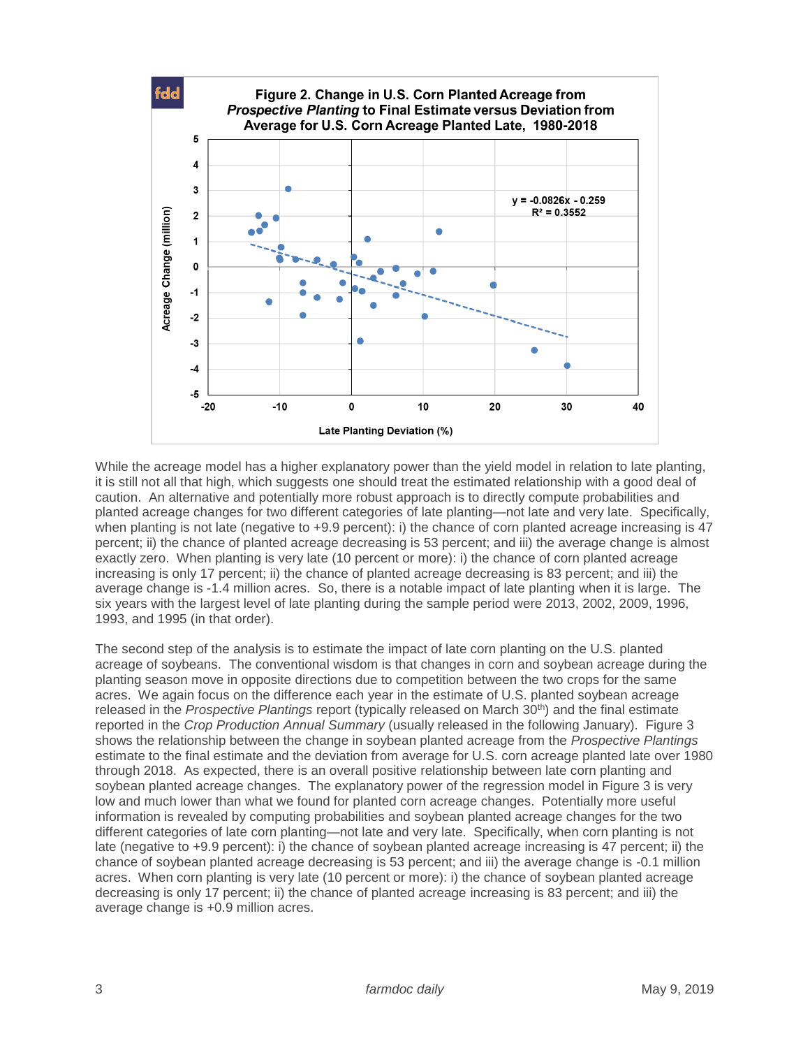**Figure 2. Change in U.S. Corn Planted Acreage from *Prospective Planting* to Final Estimate versus Deviation from Average for U.S. Corn Acreage Planted Late, 1980-2018**

While the acreage model has a higher explanatory power than the yield model in relation to late planting, it is still not all that high, which suggests one should treat the estimated relationship with a good deal of caution. An alternative and potentially more robust approach is to directly compute probabilities and planted acreage changes for two different categories of late planting—not late and very late. Specifically, when planting is not late (negative to +9.9 percent): i) the chance of corn planted acreage increasing is 47 percent; ii) the chance of planted acreage decreasing is 53 percent; and iii) the average change is almost exactly zero. When planting is very late (10 percent or more): i) the chance of corn planted acreage increasing is only 17 percent; ii) the chance of planted acreage decreasing is 83 percent; and iii) the average change is -1.4 million acres. So, there is a notable impact of late planting when it is large. The six years with the largest level of late planting during the sample period were 2013, 2002, 2009, 1996, 1993, and 1995 (in that order).

The second step of the analysis is to estimate the impact of late corn planting on the U.S. planted acreage of soybeans. The conventional wisdom is that changes in corn and soybean acreage during the planting season move in opposite directions due to competition between the two crops for the same acres. We again focus on the difference each year in the estimate of U.S. planted soybean acreage released in the *Prospective Plantings* report (typically released on March 30th) and the final estimate reported in the *Crop Production Annual Summary* (usually released in the following January). Figure 3 shows the relationship between the change in soybean planted acreage from the *Prospective Plantings* estimate to the final estimate and the deviation from average for U.S. corn acreage planted late over 1980 through 2018. As expected, there is an overall positive relationship between late corn planting and soybean planted acreage changes. The explanatory power of the regression model in Figure 3 is very low and much lower than what we found for planted corn acreage changes. Potentially more useful information is revealed by computing probabilities and soybean planted acreage changes for the two different categories of late corn planting—not late and very late. Specifically, when corn planting is not late (negative to +9.9 percent): i) the chance of soybean planted acreage increasing is 47 percent; ii) the chance of soybean planted acreage decreasing is 53 percent; and iii) the average change is -0.1 million acres. When corn planting is very late (10 percent or more): i) the chance of soybean planted acreage decreasing is only 17 percent; ii) the chance of planted acreage increasing is 83 percent; and iii) the average change is +0.9 million acres.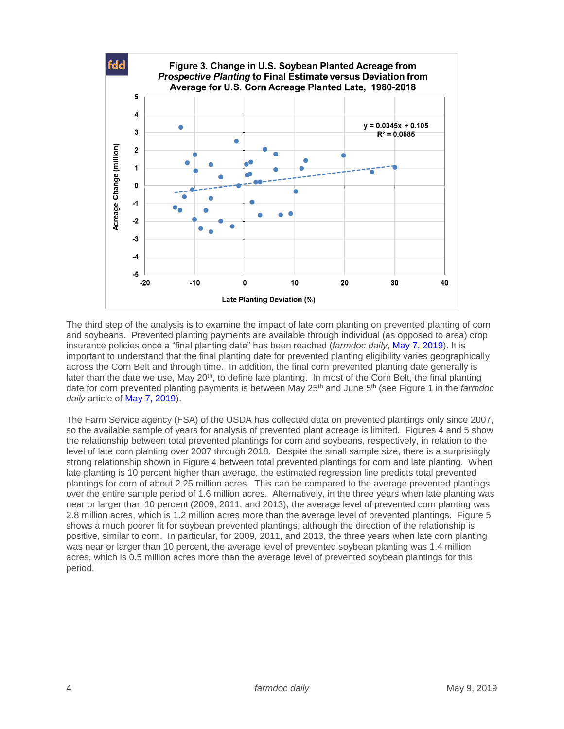**Figure 3. Change in U.S. Soybean Planted Acreage from *Prospective Planting* to Final Estimate versus Deviation from Average for U.S. Corn Acreage Planted Late, 1980-2018**

The third step of the analysis is to examine the impact of late corn planting on prevented planting of corn and soybeans. Prevented planting payments are available through individual (as opposed to area) crop insurance policies once a "final planting date" has been reached (*farmdoc daily*, May 7, 2019). It is important to understand that the final planting date for prevented planting eligibility varies geographically across the Corn Belt and through time. In addition, the final corn prevented planting date generally is later than the date we use, May 20th, to define late planting. In most of the Corn Belt, the final planting date for corn prevented planting payments is between May 25th and June 5th (see Figure 1 in the *farmdoc daily* article of May 7, 2019).

The Farm Service agency (FSA) of the USDA has collected data on prevented plantings only since 2007, so the available sample of years for analysis of prevented plant acreage is limited. Figures 4 and 5 show the relationship between total prevented plantings for corn and soybeans, respectively, in relation to the level of late corn planting over 2007 through 2018. Despite the small sample size, there is a surprisingly strong relationship shown in Figure 4 between total prevented plantings for corn and late planting. When late planting is 10 percent higher than average, the estimated regression line predicts total prevented plantings for corn of about 2.25 million acres. This can be compared to the average prevented plantings over the entire sample period of 1.6 million acres. Alternatively, in the three years when late planting was near or larger than 10 percent (2009, 2011, and 2013), the average level of prevented corn planting was 2.8 million acres, which is 1.2 million acres more than the average level of prevented plantings. Figure 5 shows a much poorer fit for soybean prevented plantings, although the direction of the relationship is positive, similar to corn. In particular, for 2009, 2011, and 2013, the three years when late corn planting was near or larger than 10 percent, the average level of prevented soybean planting was 1.4 million acres, which is 0.5 million acres more than the average level of prevented soybean plantings for this period.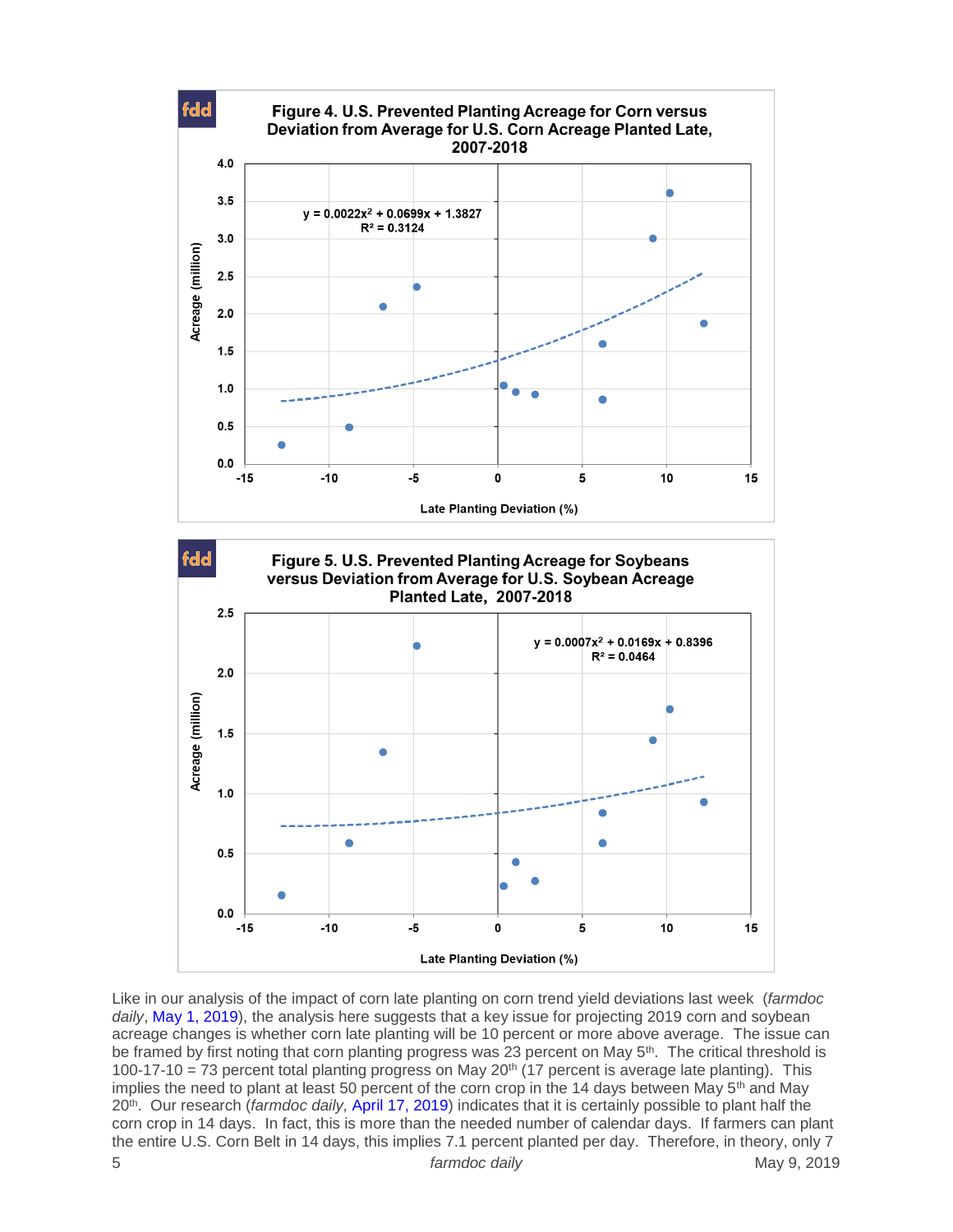**Figure 4. U.S. Prevented Planting Acreage for Corn versus Deviation from Average for U.S. Corn Acreage Planted Late, 2007-2018**

$y = 0.0022x^2 + 0.0699x + 1.3827$
$R^2 = 0.3124$

**Figure 5. U.S. Prevented Planting Acreage for Soybeans versus Deviation from Average for U.S. Soybean Acreage Planted Late, 2007-2018**

$y = 0.0007x^2 + 0.0169x + 0.8396$
$R^2 = 0.0464$

Like in our analysis of the impact of corn late planting on corn trend yield deviations last week (*farmdoc daily*, May 1, 2019), the analysis here suggests that a key issue for projecting 2019 corn and soybean acreage changes is whether corn late planting will be 10 percent or more above average. The issue can be framed by first noting that corn planting progress was 23 percent on May 5th. The critical threshold is 100-17-10 = 73 percent total planting progress on May 20th (17 percent is average late planting). This implies the need to plant at least 50 percent of the corn crop in the 14 days between May 5th and May 20th. Our research (*farmdoc daily,* April 17, 2019) indicates that it is certainly possible to plant half the corn crop in 14 days. In fact, this is more than the needed number of calendar days. If farmers can plant the entire U.S. Corn Belt in 14 days, this implies 7.1 percent planted per day. Therefore, in theory, only 7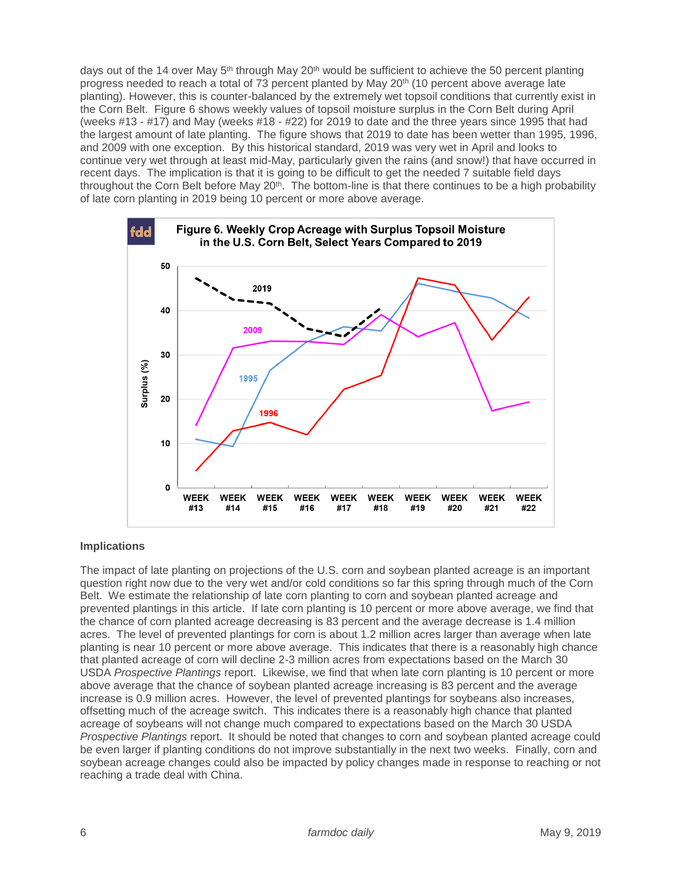days out of the 14 over May 5th through May 20th would be sufficient to achieve the 50 percent planting progress needed to reach a total of 73 percent planted by May 20th (10 percent above average late planting). However, this is counter-balanced by the extremely wet topsoil conditions that currently exist in the Corn Belt. Figure 6 shows weekly values of topsoil moisture surplus in the Corn Belt during April (weeks #13 - #17) and May (weeks #18 - #22) for 2019 to date and the three years since 1995 that had the largest amount of late planting. The figure shows that 2019 to date has been wetter than 1995, 1996, and 2009 with one exception. By this historical standard, 2019 was very wet in April and looks to continue very wet through at least mid-May, particularly given the rains (and snow!) that have occurred in recent days. The implication is that it is going to be difficult to get the needed 7 suitable field days throughout the Corn Belt before May 20th. The bottom-line is that there continues to be a high probability of late corn planting in 2019 being 10 percent or more above average.

**Figure 6. Weekly Crop Acreage with Surplus Topsoil Moisture in the U.S. Corn Belt, Select Years Compared to 2019**

### Implications

The impact of late planting on projections of the U.S. corn and soybean planted acreage is an important question right now due to the very wet and/or cold conditions so far this spring through much of the Corn Belt. We estimate the relationship of late corn planting to corn and soybean planted acreage and prevented plantings in this article. If late corn planting is 10 percent or more above average, we find that the chance of corn planted acreage decreasing is 83 percent and the average decrease is 1.4 million acres. The level of prevented plantings for corn is about 1.2 million acres larger than average when late planting is near 10 percent or more above average. This indicates that there is a reasonably high chance that planted acreage of corn will decline 2-3 million acres from expectations based on the March 30 USDA *Prospective Plantings* report. Likewise, we find that when late corn planting is 10 percent or more above average that the chance of soybean planted acreage increasing is 83 percent and the average increase is 0.9 million acres. However, the level of prevented plantings for soybeans also increases, offsetting much of the acreage switch. This indicates there is a reasonably high chance that planted acreage of soybeans will not change much compared to expectations based on the March 30 USDA *Prospective Plantings* report. It should be noted that changes to corn and soybean planted acreage could be even larger if planting conditions do not improve substantially in the next two weeks. Finally, corn and soybean acreage changes could also be impacted by policy changes made in response to reaching or not reaching a trade deal with China.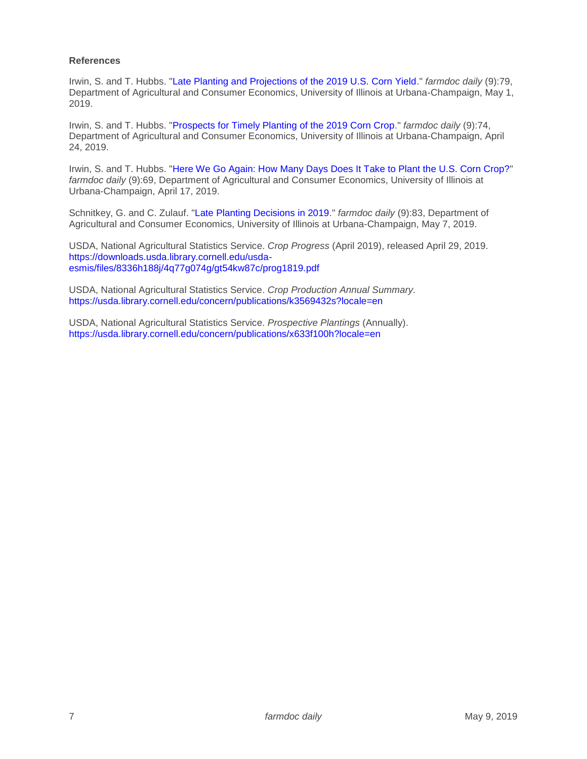**References**

Irwin, S. and T. Hubbs. "Late Planting and Projections of the 2019 U.S. Corn Yield." *farmdoc daily* (9):79, Department of Agricultural and Consumer Economics, University of Illinois at Urbana-Champaign, May 1, 2019.

Irwin, S. and T. Hubbs. "Prospects for Timely Planting of the 2019 Corn Crop." *farmdoc daily* (9):74, Department of Agricultural and Consumer Economics, University of Illinois at Urbana-Champaign, April 24, 2019.

Irwin, S. and T. Hubbs. "Here We Go Again: How Many Days Does It Take to Plant the U.S. Corn Crop?" *farmdoc daily* (9):69, Department of Agricultural and Consumer Economics, University of Illinois at Urbana-Champaign, April 17, 2019.

Schnitkey, G. and C. Zulauf. "Late Planting Decisions in 2019." *farmdoc daily* (9):83, Department of Agricultural and Consumer Economics, University of Illinois at Urbana-Champaign, May 7, 2019.

USDA, National Agricultural Statistics Service. *Crop Progress* (April 2019), released April 29, 2019. https://downloads.usda.library.cornell.edu/usda-esmis/files/8336h188j/4q77g074g/gt54kw87c/prog1819.pdf

USDA, National Agricultural Statistics Service. *Crop Production Annual Summary.* https://usda.library.cornell.edu/concern/publications/k3569432s?locale=en

USDA, National Agricultural Statistics Service. *Prospective Plantings* (Annually). https://usda.library.cornell.edu/concern/publications/x633f100h?locale=en